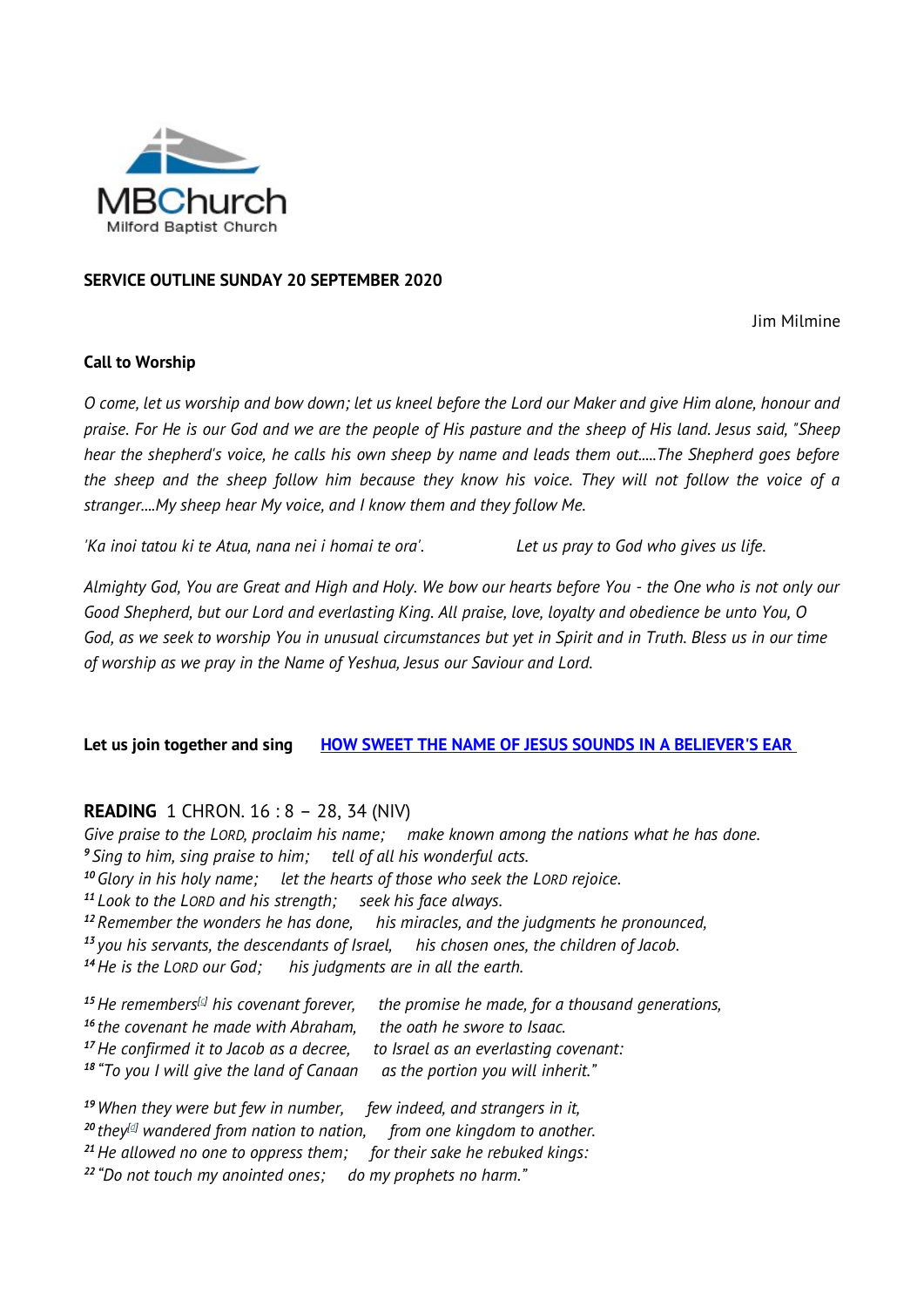MBChurch
Milford Baptist Church

**SERVICE OUTLINE SUNDAY 20 SEPTEMBER 2020**

Jim Milmine

**Call to Worship**

*O come, let us worship and bow down; let us kneel before the Lord our Maker and give Him alone, honour and praise. For He is our God and we are the people of His pasture and the sheep of His land. Jesus said, "Sheep hear the shepherd's voice, he calls his own sheep by name and leads them out.....The Shepherd goes before the sheep and the sheep follow him because they know his voice. They will not follow the voice of a stranger....My sheep hear My voice, and I know them and they follow Me.*

*'Ka inoi tatou ki te Atua, nana nei i homai te ora'.* *Let us pray to God who gives us life.*

*Almighty God, You are Great and High and Holy. We bow our hearts before You - the One who is not only our Good Shepherd, but our Lord and everlasting King. All praise, love, loyalty and obedience be unto You, O God, as we seek to worship You in unusual circumstances but yet in Spirit and in Truth. Bless us in our time of worship as we pray in the Name of Yeshua, Jesus our Saviour and Lord.*

**Let us join together and sing** **HOW SWEET THE NAME OF JESUS SOUNDS IN A BELIEVER'S EAR**

**READING** 1 CHRON. 16 : 8 – 28, 34 (NIV)

*Give praise to the LORD, proclaim his name; make known among the nations what he has done.*
*[9] Sing to him, sing praise to him; tell of all his wonderful acts.*
*[10] Glory in his holy name; let the hearts of those who seek the LORD rejoice.*
*[11] Look to the LORD and his strength; seek his face always.*
*[12] Remember the wonders he has done, his miracles, and the judgments he pronounced,*
*[13] you his servants, the descendants of Israel, his chosen ones, the children of Jacob.*
*[14] He is the LORD our God; his judgments are in all the earth.*

*[15] He remembers[c] his covenant forever, the promise he made, for a thousand generations,*
*[16] the covenant he made with Abraham, the oath he swore to Isaac.*
*[17] He confirmed it to Jacob as a decree, to Israel as an everlasting covenant:*
*[18] "To you I will give the land of Canaan as the portion you will inherit."*

*[19] When they were but few in number, few indeed, and strangers in it,*
*[20] they[d] wandered from nation to nation, from one kingdom to another.*
*[21] He allowed no one to oppress them; for their sake he rebuked kings:*
*[22] "Do not touch my anointed ones; do my prophets no harm."*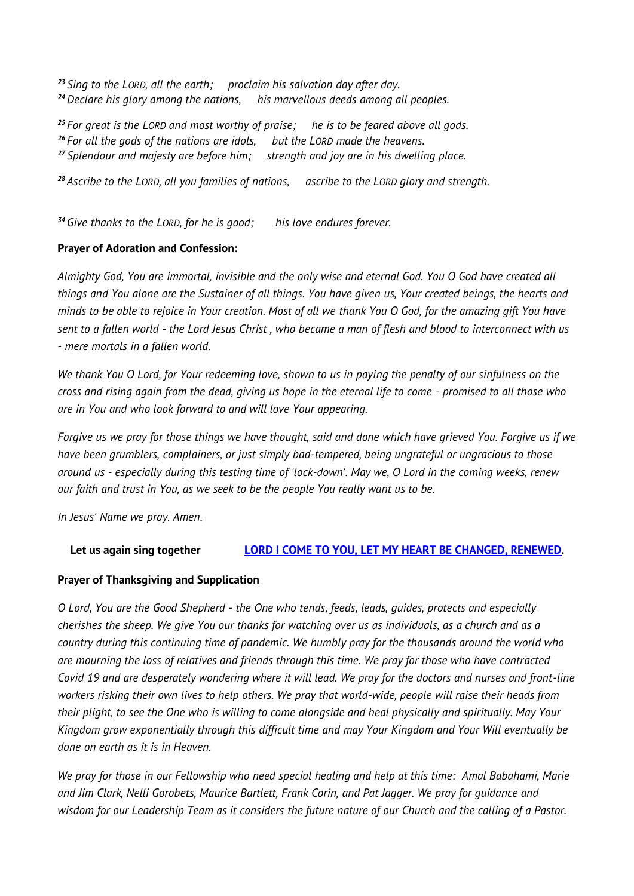*[23] Sing to the LORD, all the earth; proclaim his salvation day after day.*
*[24] Declare his glory among the nations, his marvellous deeds among all peoples.*

*[25] For great is the LORD and most worthy of praise; he is to be feared above all gods.*
*[26] For all the gods of the nations are idols, but the LORD made the heavens.*
*[27] Splendour and majesty are before him; strength and joy are in his dwelling place.*

*[28] Ascribe to the LORD, all you families of nations, ascribe to the LORD glory and strength.*

*[34] Give thanks to the LORD, for he is good; his love endures forever.*

**Prayer of Adoration and Confession:**

*Almighty God, You are immortal, invisible and the only wise and eternal God. You O God have created all things and You alone are the Sustainer of all things. You have given us, Your created beings, the hearts and minds to be able to rejoice in Your creation. Most of all we thank You O God, for the amazing gift You have sent to a fallen world - the Lord Jesus Christ , who became a man of flesh and blood to interconnect with us - mere mortals in a fallen world.*

*We thank You O Lord, for Your redeeming love, shown to us in paying the penalty of our sinfulness on the cross and rising again from the dead, giving us hope in the eternal life to come - promised to all those who are in You and who look forward to and will love Your appearing.*

*Forgive us we pray for those things we have thought, said and done which have grieved You. Forgive us if we have been grumblers, complainers, or just simply bad-tempered, being ungrateful or ungracious to those around us - especially during this testing time of 'lock-down'. May we, O Lord in the coming weeks, renew our faith and trust in You, as we seek to be the people You really want us to be.*

*In Jesus' Name we pray. Amen.*

**Let us again sing together** **LORD I COME TO YOU, LET MY HEART BE CHANGED, RENEWED.**

**Prayer of Thanksgiving and Supplication**

*O Lord, You are the Good Shepherd - the One who tends, feeds, leads, guides, protects and especially cherishes the sheep. We give You our thanks for watching over us as individuals, as a church and as a country during this continuing time of pandemic. We humbly pray for the thousands around the world who are mourning the loss of relatives and friends through this time. We pray for those who have contracted Covid 19 and are desperately wondering where it will lead. We pray for the doctors and nurses and front-line workers risking their own lives to help others. We pray that world-wide, people will raise their heads from their plight, to see the One who is willing to come alongside and heal physically and spiritually. May Your Kingdom grow exponentially through this difficult time and may Your Kingdom and Your Will eventually be done on earth as it is in Heaven.*

*We pray for those in our Fellowship who need special healing and help at this time: Amal Babahami, Marie and Jim Clark, Nelli Gorobets, Maurice Bartlett, Frank Corin, and Pat Jagger. We pray for guidance and wisdom for our Leadership Team as it considers the future nature of our Church and the calling of a Pastor.*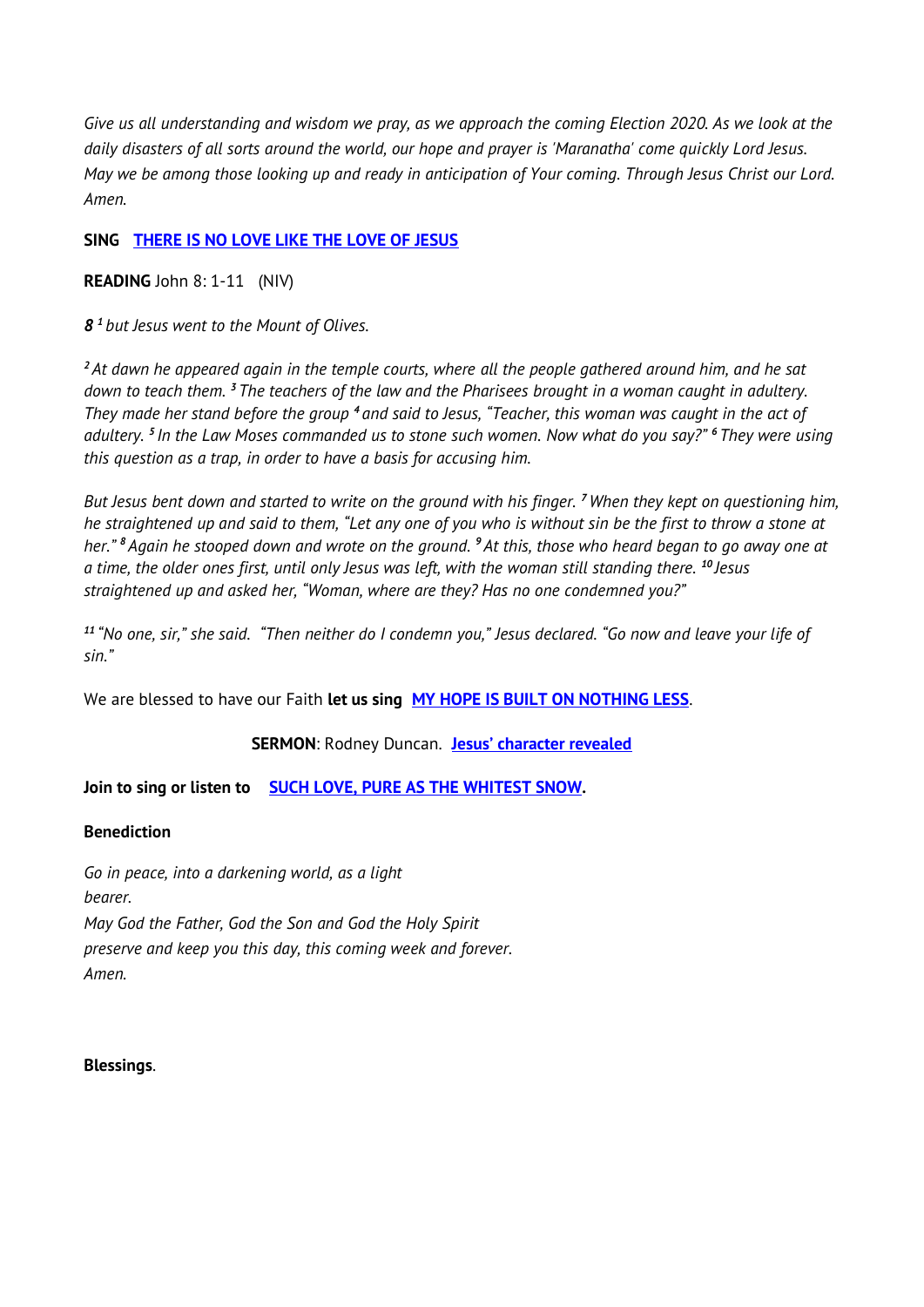*Give us all understanding and wisdom we pray, as we approach the coming Election 2020. As we look at the daily disasters of all sorts around the world, our hope and prayer is 'Maranatha' come quickly Lord Jesus. May we be among those looking up and ready in anticipation of Your coming. Through Jesus Christ our Lord. Amen.*

**SING** **THERE IS NO LOVE LIKE THE LOVE OF JESUS**

**READING** John 8: 1-11 (NIV)

***8*** *[1] but Jesus went to the Mount of Olives.*

*[2] At dawn he appeared again in the temple courts, where all the people gathered around him, and he sat down to teach them. [3] The teachers of the law and the Pharisees brought in a woman caught in adultery. They made her stand before the group [4] and said to Jesus, "Teacher, this woman was caught in the act of adultery. [5] In the Law Moses commanded us to stone such women. Now what do you say?" [6] They were using this question as a trap, in order to have a basis for accusing him.*

*But Jesus bent down and started to write on the ground with his finger. [7] When they kept on questioning him, he straightened up and said to them, "Let any one of you who is without sin be the first to throw a stone at her." [8] Again he stooped down and wrote on the ground. [9] At this, those who heard began to go away one at a time, the older ones first, until only Jesus was left, with the woman still standing there. [10] Jesus straightened up and asked her, "Woman, where are they? Has no one condemned you?"*

*[11] "No one, sir," she said. "Then neither do I condemn you," Jesus declared. "Go now and leave your life of sin."*

We are blessed to have our Faith **let us sing** **MY HOPE IS BUILT ON NOTHING LESS**.

**SERMON**: Rodney Duncan. **Jesus' character revealed**

**Join to sing or listen to** **SUCH LOVE, PURE AS THE WHITEST SNOW.**

**Benediction**

*Go in peace, into a darkening world, as a light*
*bearer.*
*May God the Father, God the Son and God the Holy Spirit*
*preserve and keep you this day, this coming week and forever.*
*Amen.*

**Blessings**.